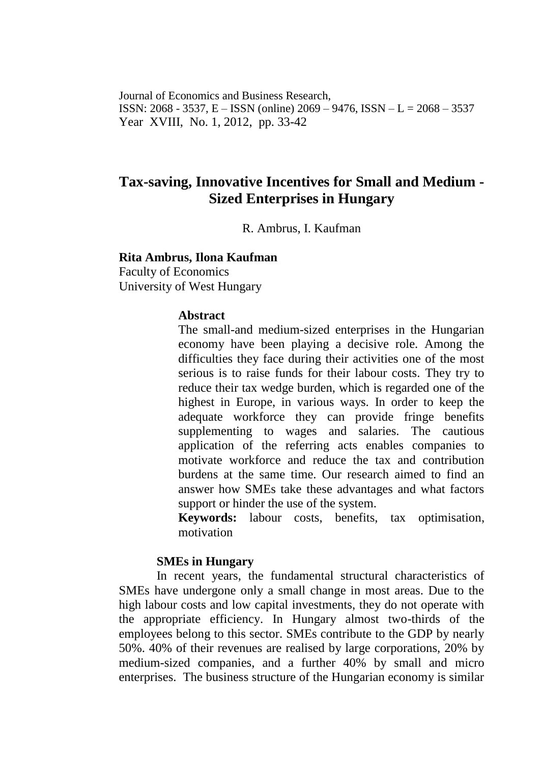Journal of Economics and Business Research,
ISSN: 2068 - 3537, E – ISSN (online) 2069 – 9476, ISSN – L = 2068 – 3537
Year XVIII, No. 1, 2012, pp. 33-42

# Tax-saving, Innovative Incentives for Small and Medium - Sized Enterprises in Hungary

R. Ambrus, I. Kaufman

**Rita Ambrus, Ilona Kaufman**
Faculty of Economics
University of West Hungary

**Abstract**

The small-and medium-sized enterprises in the Hungarian economy have been playing a decisive role. Among the difficulties they face during their activities one of the most serious is to raise funds for their labour costs. They try to reduce their tax wedge burden, which is regarded one of the highest in Europe, in various ways. In order to keep the adequate workforce they can provide fringe benefits supplementing to wages and salaries. The cautious application of the referring acts enables companies to motivate workforce and reduce the tax and contribution burdens at the same time. Our research aimed to find an answer how SMEs take these advantages and what factors support or hinder the use of the system.

**Keywords:** labour costs, benefits, tax optimisation, motivation

## SMEs in Hungary

In recent years, the fundamental structural characteristics of SMEs have undergone only a small change in most areas. Due to the high labour costs and low capital investments, they do not operate with the appropriate efficiency. In Hungary almost two-thirds of the employees belong to this sector. SMEs contribute to the GDP by nearly 50%. 40% of their revenues are realised by large corporations, 20% by medium-sized companies, and a further 40% by small and micro enterprises. The business structure of the Hungarian economy is similar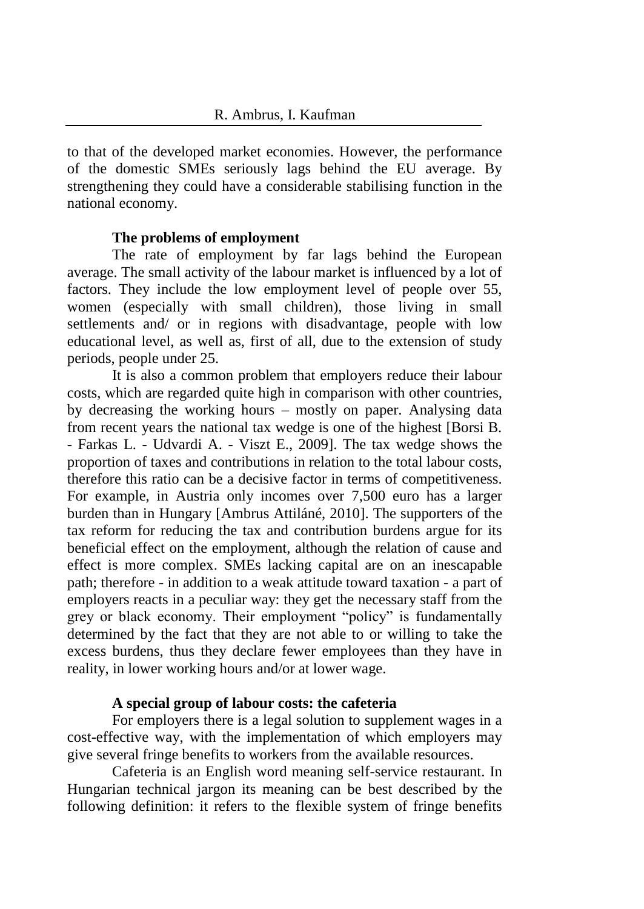to that of the developed market economies. However, the performance of the domestic SMEs seriously lags behind the EU average. By strengthening they could have a considerable stabilising function in the national economy.

### The problems of employment

The rate of employment by far lags behind the European average. The small activity of the labour market is influenced by a lot of factors. They include the low employment level of people over 55, women (especially with small children), those living in small settlements and/ or in regions with disadvantage, people with low educational level, as well as, first of all, due to the extension of study periods, people under 25.

It is also a common problem that employers reduce their labour costs, which are regarded quite high in comparison with other countries, by decreasing the working hours – mostly on paper. Analysing data from recent years the national tax wedge is one of the highest [Borsi B. - Farkas L. - Udvardi A. - Viszt E., 2009]. The tax wedge shows the proportion of taxes and contributions in relation to the total labour costs, therefore this ratio can be a decisive factor in terms of competitiveness. For example, in Austria only incomes over 7,500 euro has a larger burden than in Hungary [Ambrus Attiláné, 2010]. The supporters of the tax reform for reducing the tax and contribution burdens argue for its beneficial effect on the employment, although the relation of cause and effect is more complex. SMEs lacking capital are on an inescapable path; therefore - in addition to a weak attitude toward taxation - a part of employers reacts in a peculiar way: they get the necessary staff from the grey or black economy. Their employment "policy" is fundamentally determined by the fact that they are not able to or willing to take the excess burdens, thus they declare fewer employees than they have in reality, in lower working hours and/or at lower wage.

### A special group of labour costs: the cafeteria

For employers there is a legal solution to supplement wages in a cost-effective way, with the implementation of which employers may give several fringe benefits to workers from the available resources.

Cafeteria is an English word meaning self-service restaurant. In Hungarian technical jargon its meaning can be best described by the following definition: it refers to the flexible system of fringe benefits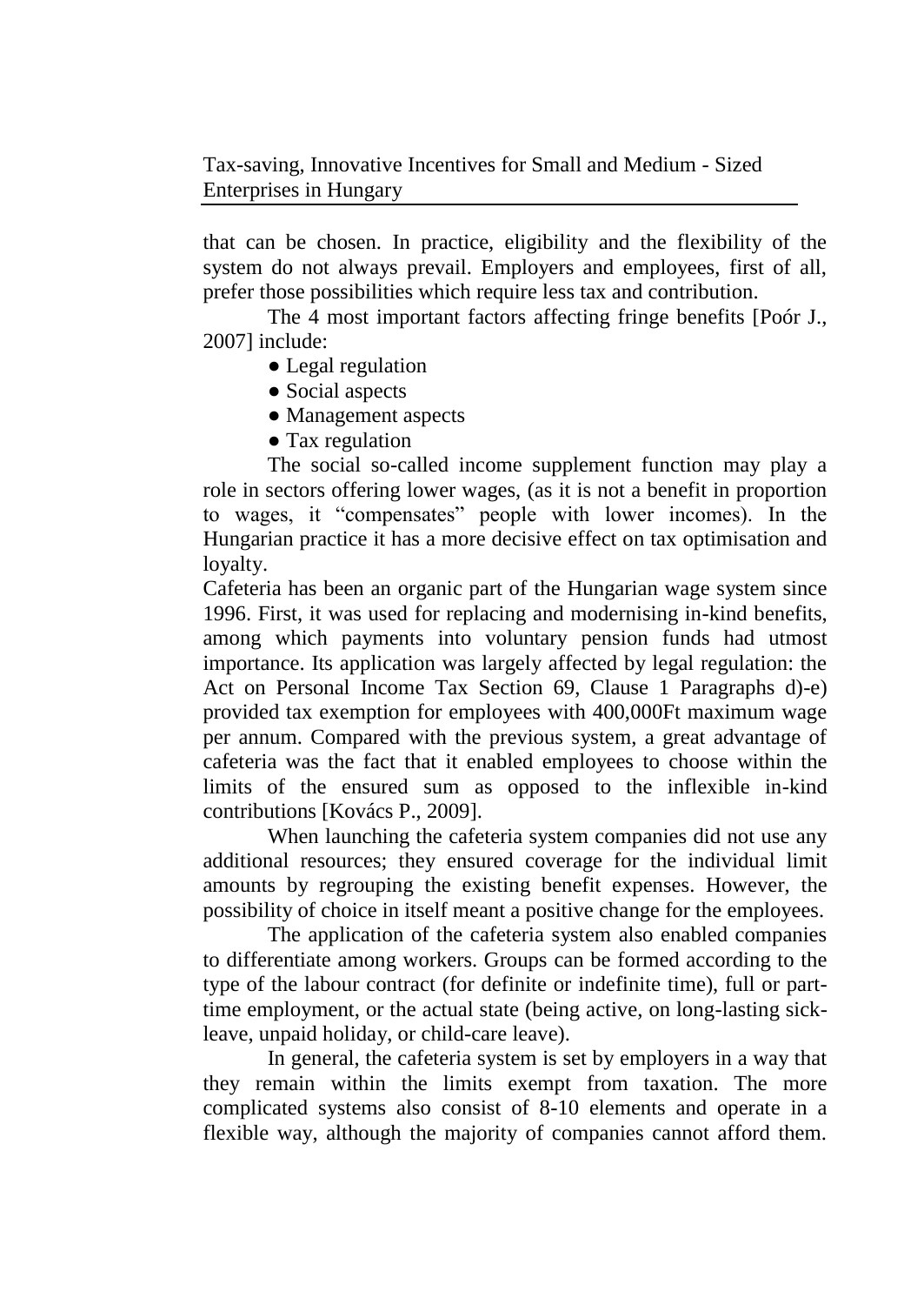that can be chosen. In practice, eligibility and the flexibility of the system do not always prevail. Employers and employees, first of all, prefer those possibilities which require less tax and contribution.

The 4 most important factors affecting fringe benefits [Poór J., 2007] include:

- Legal regulation
- Social aspects
- Management aspects
- Tax regulation

The social so-called income supplement function may play a role in sectors offering lower wages, (as it is not a benefit in proportion to wages, it "compensates" people with lower incomes). In the Hungarian practice it has a more decisive effect on tax optimisation and loyalty.

Cafeteria has been an organic part of the Hungarian wage system since 1996. First, it was used for replacing and modernising in-kind benefits, among which payments into voluntary pension funds had utmost importance. Its application was largely affected by legal regulation: the Act on Personal Income Tax Section 69, Clause 1 Paragraphs d)-e) provided tax exemption for employees with 400,000Ft maximum wage per annum. Compared with the previous system, a great advantage of cafeteria was the fact that it enabled employees to choose within the limits of the ensured sum as opposed to the inflexible in-kind contributions [Kovács P., 2009].

When launching the cafeteria system companies did not use any additional resources; they ensured coverage for the individual limit amounts by regrouping the existing benefit expenses. However, the possibility of choice in itself meant a positive change for the employees.

The application of the cafeteria system also enabled companies to differentiate among workers. Groups can be formed according to the type of the labour contract (for definite or indefinite time), full or part-time employment, or the actual state (being active, on long-lasting sick-leave, unpaid holiday, or child-care leave).

In general, the cafeteria system is set by employers in a way that they remain within the limits exempt from taxation. The more complicated systems also consist of 8-10 elements and operate in a flexible way, although the majority of companies cannot afford them.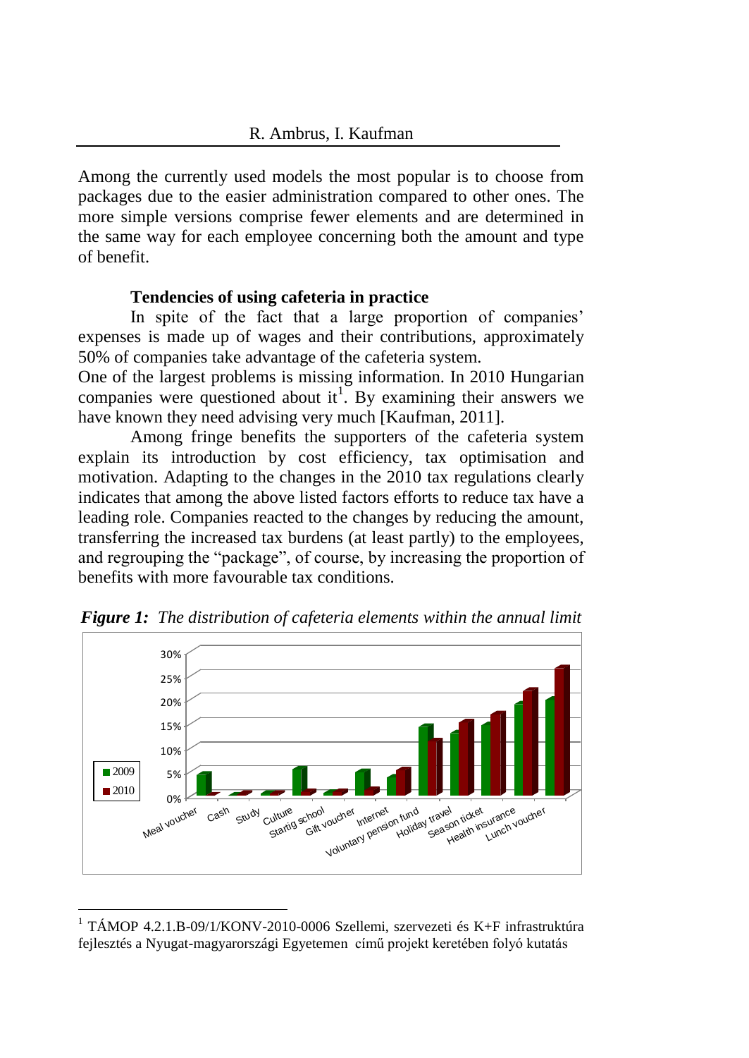Among the currently used models the most popular is to choose from packages due to the easier administration compared to other ones. The more simple versions comprise fewer elements and are determined in the same way for each employee concerning both the amount and type of benefit.

### Tendencies of using cafeteria in practice

In spite of the fact that a large proportion of companies' expenses is made up of wages and their contributions, approximately 50% of companies take advantage of the cafeteria system.

One of the largest problems is missing information. In 2010 Hungarian companies were questioned about it[1]. By examining their answers we have known they need advising very much [Kaufman, 2011].

Among fringe benefits the supporters of the cafeteria system explain its introduction by cost efficiency, tax optimisation and motivation. Adapting to the changes in the 2010 tax regulations clearly indicates that among the above listed factors efforts to reduce tax have a leading role. Companies reacted to the changes by reducing the amount, transferring the increased tax burdens (at least partly) to the employees, and regrouping the "package", of course, by increasing the proportion of benefits with more favourable tax conditions.

***Figure 1:*** *The distribution of cafeteria elements within the annual limit*

[1] TÁMOP 4.2.1.B-09/1/KONV-2010-0006 Szellemi, szervezeti és K+F infrastruktúra fejlesztés a Nyugat-magyarországi Egyetemen című projekt keretében folyó kutatás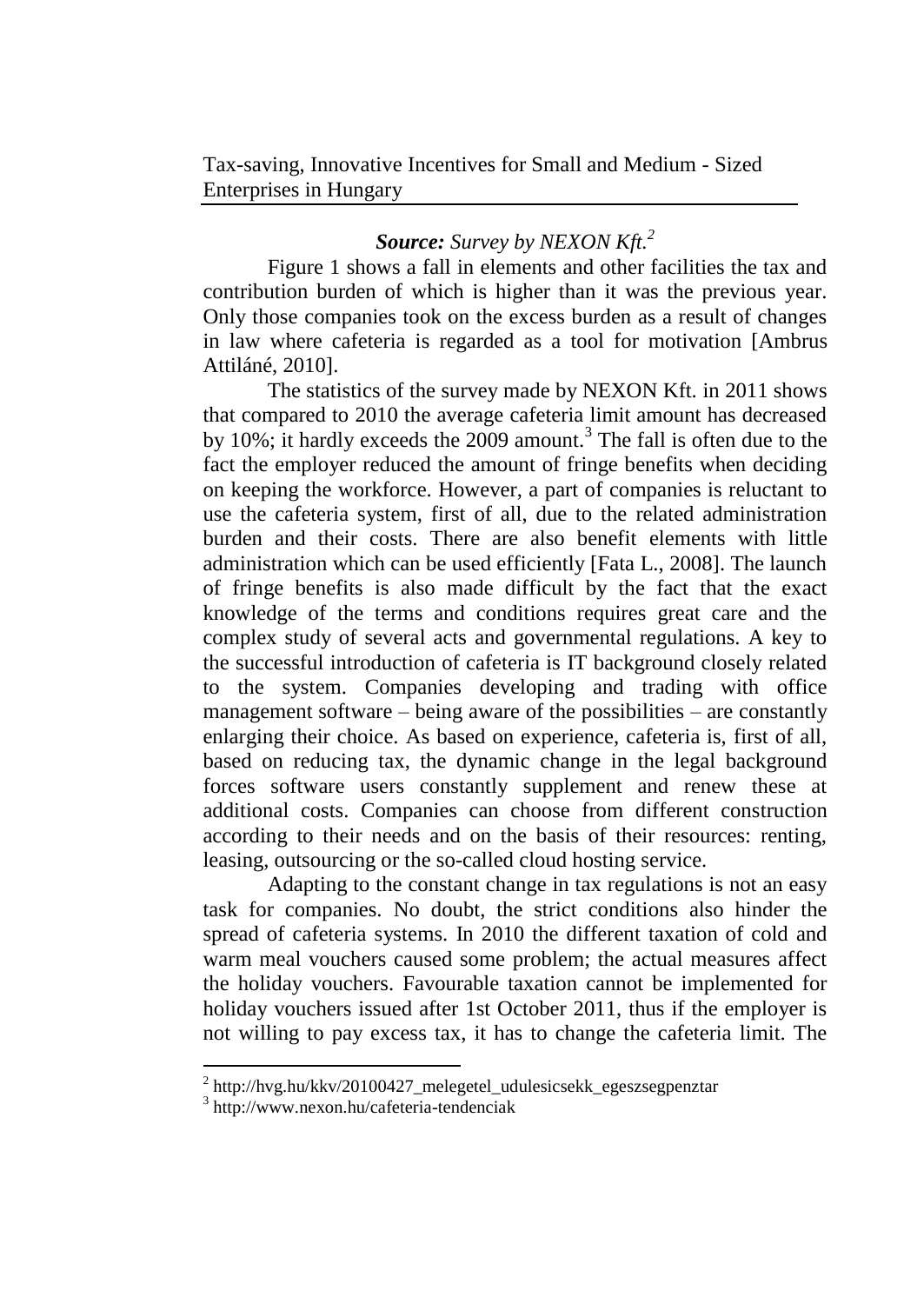***Source:** Survey by NEXON Kft.*[2]

Figure 1 shows a fall in elements and other facilities the tax and contribution burden of which is higher than it was the previous year. Only those companies took on the excess burden as a result of changes in law where cafeteria is regarded as a tool for motivation [Ambrus Attiláné, 2010].

The statistics of the survey made by NEXON Kft. in 2011 shows that compared to 2010 the average cafeteria limit amount has decreased by 10%; it hardly exceeds the 2009 amount.[3] The fall is often due to the fact the employer reduced the amount of fringe benefits when deciding on keeping the workforce. However, a part of companies is reluctant to use the cafeteria system, first of all, due to the related administration burden and their costs. There are also benefit elements with little administration which can be used efficiently [Fata L., 2008]. The launch of fringe benefits is also made difficult by the fact that the exact knowledge of the terms and conditions requires great care and the complex study of several acts and governmental regulations. A key to the successful introduction of cafeteria is IT background closely related to the system. Companies developing and trading with office management software – being aware of the possibilities – are constantly enlarging their choice. As based on experience, cafeteria is, first of all, based on reducing tax, the dynamic change in the legal background forces software users constantly supplement and renew these at additional costs. Companies can choose from different construction according to their needs and on the basis of their resources: renting, leasing, outsourcing or the so-called cloud hosting service.

Adapting to the constant change in tax regulations is not an easy task for companies. No doubt, the strict conditions also hinder the spread of cafeteria systems. In 2010 the different taxation of cold and warm meal vouchers caused some problem; the actual measures affect the holiday vouchers. Favourable taxation cannot be implemented for holiday vouchers issued after 1st October 2011, thus if the employer is not willing to pay excess tax, it has to change the cafeteria limit. The

---

[2] http://hvg.hu/kkv/20100427_melegetel_udulesicsekk_egeszsegpenztar

[3] http://www.nexon.hu/cafeteria-tendenciak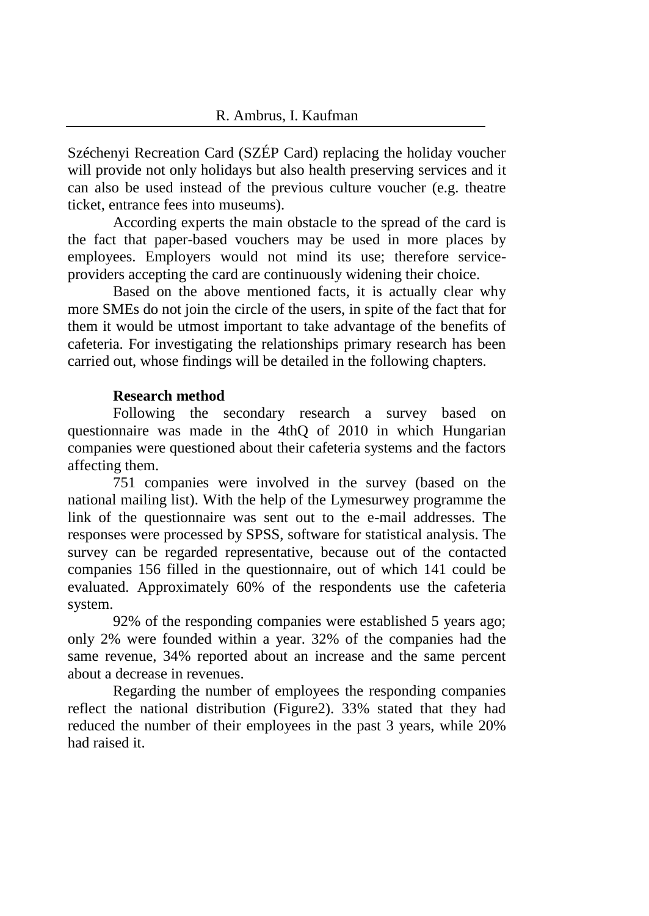Széchenyi Recreation Card (SZÉP Card) replacing the holiday voucher will provide not only holidays but also health preserving services and it can also be used instead of the previous culture voucher (e.g. theatre ticket, entrance fees into museums).

According experts the main obstacle to the spread of the card is the fact that paper-based vouchers may be used in more places by employees. Employers would not mind its use; therefore service-providers accepting the card are continuously widening their choice.

Based on the above mentioned facts, it is actually clear why more SMEs do not join the circle of the users, in spite of the fact that for them it would be utmost important to take advantage of the benefits of cafeteria. For investigating the relationships primary research has been carried out, whose findings will be detailed in the following chapters.

**Research method**

Following the secondary research a survey based on questionnaire was made in the 4thQ of 2010 in which Hungarian companies were questioned about their cafeteria systems and the factors affecting them.

751 companies were involved in the survey (based on the national mailing list). With the help of the Lymesurwey programme the link of the questionnaire was sent out to the e-mail addresses. The responses were processed by SPSS, software for statistical analysis. The survey can be regarded representative, because out of the contacted companies 156 filled in the questionnaire, out of which 141 could be evaluated. Approximately 60% of the respondents use the cafeteria system.

92% of the responding companies were established 5 years ago; only 2% were founded within a year. 32% of the companies had the same revenue, 34% reported about an increase and the same percent about a decrease in revenues.

Regarding the number of employees the responding companies reflect the national distribution (Figure2). 33% stated that they had reduced the number of their employees in the past 3 years, while 20% had raised it.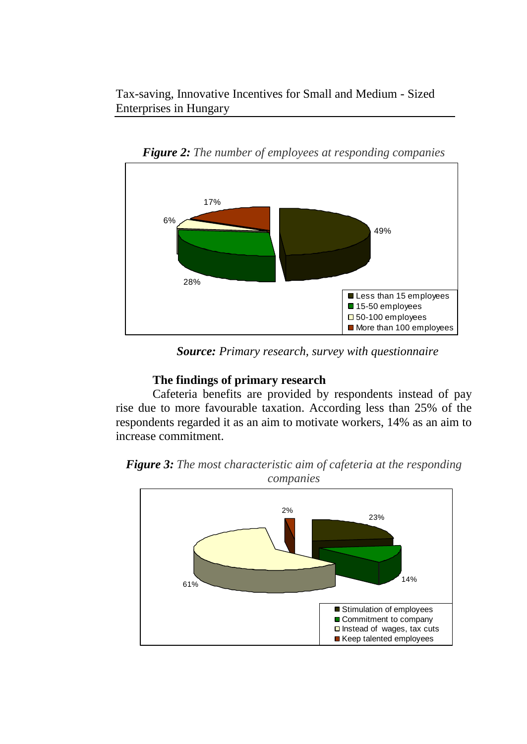***Figure 2:*** *The number of employees at responding companies*

***Source:*** *Primary research, survey with questionnaire*

**The findings of primary research**

Cafeteria benefits are provided by respondents instead of pay rise due to more favourable taxation. According less than 25% of the respondents regarded it as an aim to motivate workers, 14% as an aim to increase commitment.

***Figure 3:*** *The most characteristic aim of cafeteria at the responding companies*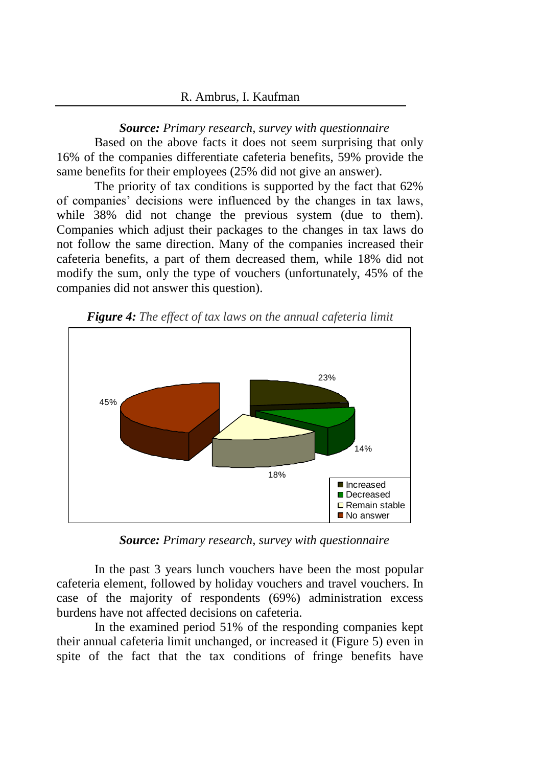***Source:*** *Primary research, survey with questionnaire*

Based on the above facts it does not seem surprising that only 16% of the companies differentiate cafeteria benefits, 59% provide the same benefits for their employees (25% did not give an answer).

The priority of tax conditions is supported by the fact that 62% of companies' decisions were influenced by the changes in tax laws, while 38% did not change the previous system (due to them). Companies which adjust their packages to the changes in tax laws do not follow the same direction. Many of the companies increased their cafeteria benefits, a part of them decreased them, while 18% did not modify the sum, only the type of vouchers (unfortunately, 45% of the companies did not answer this question).

***Figure 4:*** *The effect of tax laws on the annual cafeteria limit*

***Source:*** *Primary research, survey with questionnaire*

In the past 3 years lunch vouchers have been the most popular cafeteria element, followed by holiday vouchers and travel vouchers. In case of the majority of respondents (69%) administration excess burdens have not affected decisions on cafeteria.

In the examined period 51% of the responding companies kept their annual cafeteria limit unchanged, or increased it (Figure 5) even in spite of the fact that the tax conditions of fringe benefits have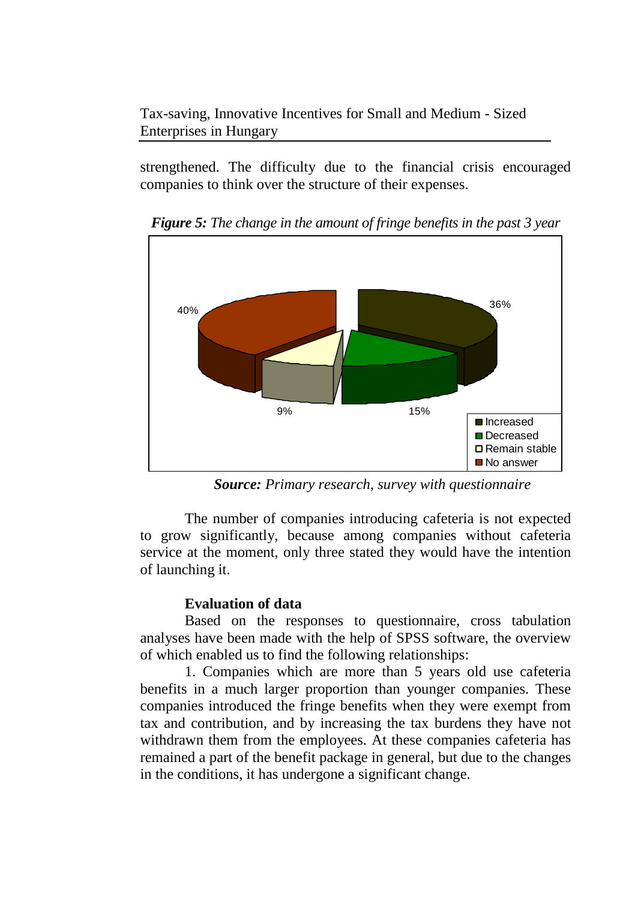strengthened. The difficulty due to the financial crisis encouraged companies to think over the structure of their expenses.

***Figure 5:*** *The change in the amount of fringe benefits in the past 3 year*

***Source:*** *Primary research, survey with questionnaire*

The number of companies introducing cafeteria is not expected to grow significantly, because among companies without cafeteria service at the moment, only three stated they would have the intention of launching it.

**Evaluation of data**

Based on the responses to questionnaire, cross tabulation analyses have been made with the help of SPSS software, the overview of which enabled us to find the following relationships:

1. Companies which are more than 5 years old use cafeteria benefits in a much larger proportion than younger companies. These companies introduced the fringe benefits when they were exempt from tax and contribution, and by increasing the tax burdens they have not withdrawn them from the employees. At these companies cafeteria has remained a part of the benefit package in general, but due to the changes in the conditions, it has undergone a significant change.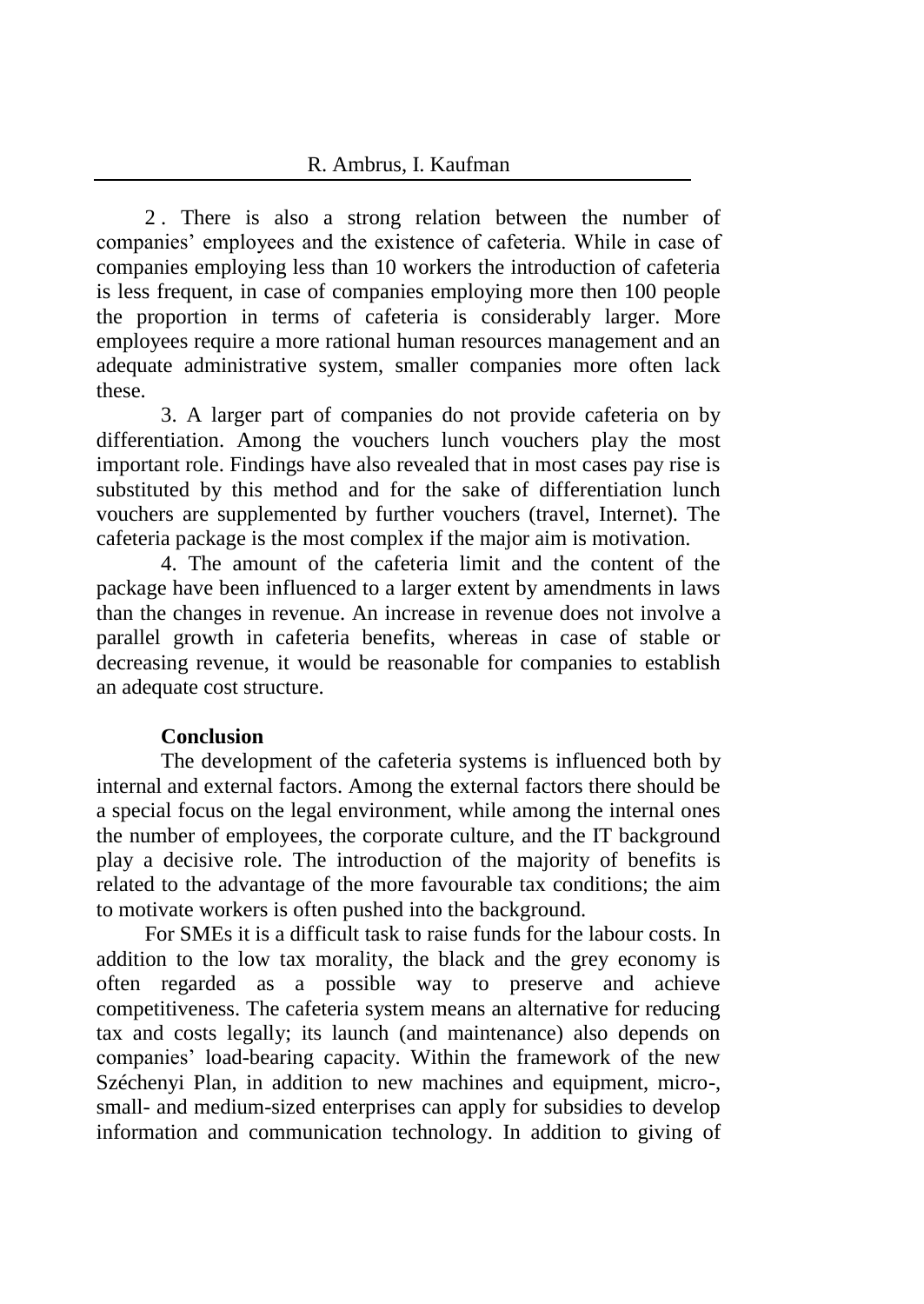2 . There is also a strong relation between the number of companies' employees and the existence of cafeteria. While in case of companies employing less than 10 workers the introduction of cafeteria is less frequent, in case of companies employing more then 100 people the proportion in terms of cafeteria is considerably larger. More employees require a more rational human resources management and an adequate administrative system, smaller companies more often lack these.

3. A larger part of companies do not provide cafeteria on by differentiation. Among the vouchers lunch vouchers play the most important role. Findings have also revealed that in most cases pay rise is substituted by this method and for the sake of differentiation lunch vouchers are supplemented by further vouchers (travel, Internet). The cafeteria package is the most complex if the major aim is motivation.

4. The amount of the cafeteria limit and the content of the package have been influenced to a larger extent by amendments in laws than the changes in revenue. An increase in revenue does not involve a parallel growth in cafeteria benefits, whereas in case of stable or decreasing revenue, it would be reasonable for companies to establish an adequate cost structure.

## Conclusion

The development of the cafeteria systems is influenced both by internal and external factors. Among the external factors there should be a special focus on the legal environment, while among the internal ones the number of employees, the corporate culture, and the IT background play a decisive role. The introduction of the majority of benefits is related to the advantage of the more favourable tax conditions; the aim to motivate workers is often pushed into the background.

For SMEs it is a difficult task to raise funds for the labour costs. In addition to the low tax morality, the black and the grey economy is often regarded as a possible way to preserve and achieve competitiveness. The cafeteria system means an alternative for reducing tax and costs legally; its launch (and maintenance) also depends on companies' load-bearing capacity. Within the framework of the new Széchenyi Plan, in addition to new machines and equipment, micro-, small- and medium-sized enterprises can apply for subsidies to develop information and communication technology. In addition to giving of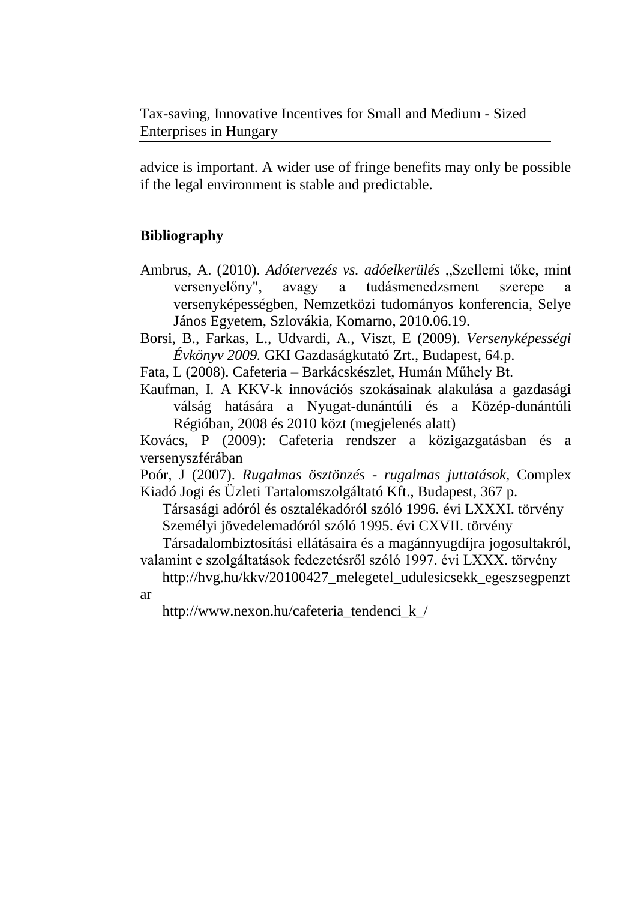advice is important. A wider use of fringe benefits may only be possible if the legal environment is stable and predictable.

## Bibliography

Ambrus, A. (2010). *Adótervezés vs. adóelkerülés* „Szellemi tőke, mint versenyelőny", avagy a tudásmenedzsment szerepe a versenyképességben, Nemzetközi tudományos konferencia, Selye János Egyetem, Szlovákia, Komarno, 2010.06.19.

Borsi, B., Farkas, L., Udvardi, A., Viszt, E (2009). *Versenyképességi Évkönyv 2009.* GKI Gazdaságkutató Zrt., Budapest, 64.p.

Fata, L (2008). Cafeteria – Barkácskészlet, Humán Műhely Bt.

Kaufman, I. A KKV-k innovációs szokásainak alakulása a gazdasági válság hatására a Nyugat-dunántúli és a Közép-dunántúli Régióban, 2008 és 2010 közt (megjelenés alatt)

Kovács, P (2009): Cafeteria rendszer a közigazgatásban és a versenyszférában

Poór, J (2007). *Rugalmas ösztönzés - rugalmas juttatások,* Complex Kiadó Jogi és Üzleti Tartalomszolgáltató Kft., Budapest, 367 p.

Társasági adóról és osztalékadóról szóló 1996. évi LXXXI. törvény

Személyi jövedelemadóról szóló 1995. évi CXVII. törvény

Társadalombiztosítási ellátásaira és a magánnyugdíjra jogosultakról, valamint e szolgáltatások fedezetésről szóló 1997. évi LXXX. törvény

http://hvg.hu/kkv/20100427_melegetel_udulesicsekk_egeszsegpenztar

http://www.nexon.hu/cafeteria_tendenci_k_/